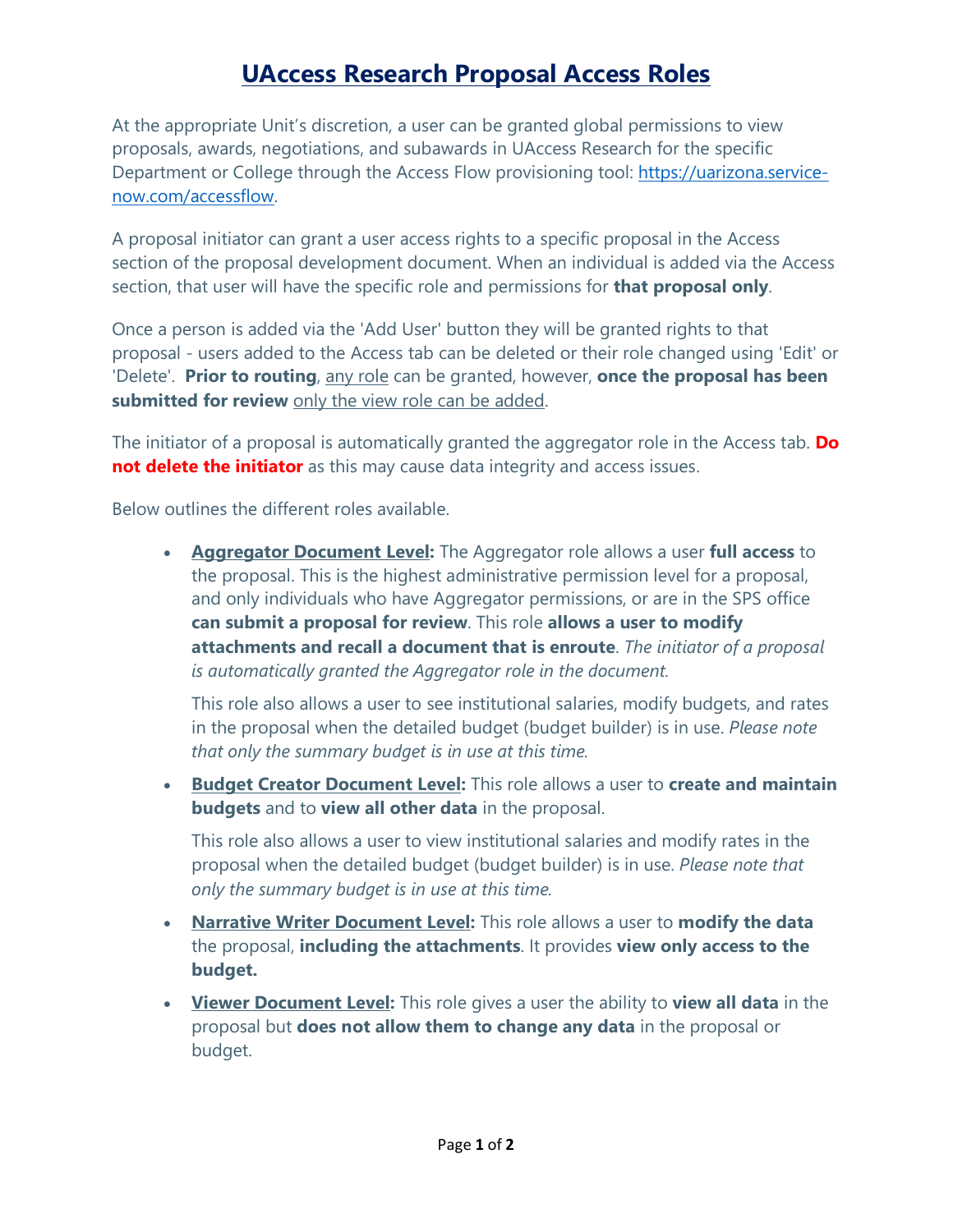# UAccess Research Proposal Access Roles

At the appropriate Unit's discretion, a user can be granted global permissions to view proposals, awards, negotiations, and subawards in UAccess Research for the specific Department or College through the Access Flow provisioning tool: [https://uarizona.service-now.com/accessflow](https://uarizona.service-now.com/accessflow).

A proposal initiator can grant a user access rights to a specific proposal in the Access section of the proposal development document. When an individual is added via the Access section, that user will have the specific role and permissions for **that proposal only**.

Once a person is added via the 'Add User' button they will be granted rights to that proposal - users added to the Access tab can be deleted or their role changed using 'Edit' or 'Delete'. **Prior to routing**, <u>any role</u> can be granted, however, **once the proposal has been submitted for review** <u>only the view role can be added</u>.

The initiator of a proposal is automatically granted the aggregator role in the Access tab. **Do not delete the initiator** as this may cause data integrity and access issues.

Below outlines the different roles available.

- **<u>Aggregator Document Level</u>:** The Aggregator role allows a user **full access** to the proposal. This is the highest administrative permission level for a proposal, and only individuals who have Aggregator permissions, or are in the SPS office **can submit a proposal for review**. This role **allows a user to modify attachments and recall a document that is enroute**. *The initiator of a proposal is automatically granted the Aggregator role in the document.*

  This role also allows a user to see institutional salaries, modify budgets, and rates in the proposal when the detailed budget (budget builder) is in use. *Please note that only the summary budget is in use at this time.*

- **<u>Budget Creator Document Level</u>:** This role allows a user to **create and maintain budgets** and to **view all other data** in the proposal.

  This role also allows a user to view institutional salaries and modify rates in the proposal when the detailed budget (budget builder) is in use. *Please note that only the summary budget is in use at this time.*

- **<u>Narrative Writer Document Level</u>:** This role allows a user to **modify the data** the proposal, **including the attachments**. It provides **view only access to the budget.**

- **<u>Viewer Document Level</u>:** This role gives a user the ability to **view all data** in the proposal but **does not allow them to change any data** in the proposal or budget.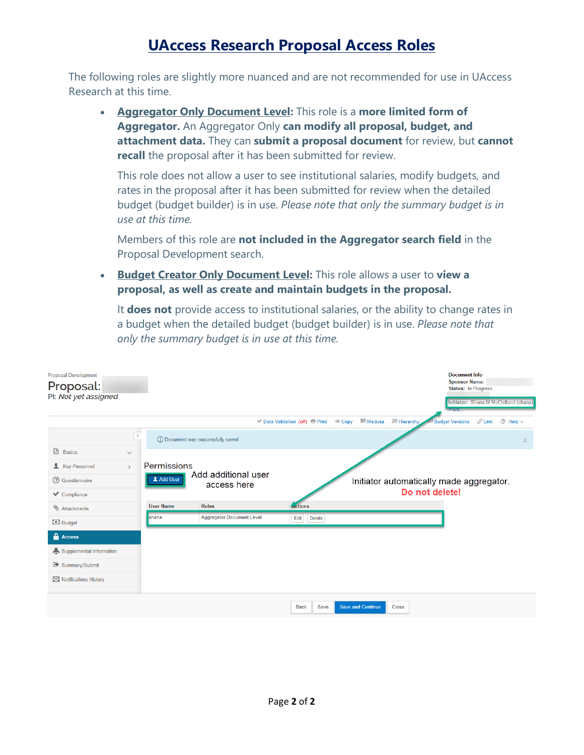# UAccess Research Proposal Access Roles

The following roles are slightly more nuanced and are not recommended for use in UAccess Research at this time.

- **Aggregator Only Document Level:** This role is a **more limited form of Aggregator.** An Aggregator Only **can modify all proposal, budget, and attachment data.** They can **submit a proposal document** for review, but **cannot recall** the proposal after it has been submitted for review.

  This role does not allow a user to see institutional salaries, modify budgets, and rates in the proposal after it has been submitted for review when the detailed budget (budget builder) is in use. *Please note that only the summary budget is in use at this time.*

  Members of this role are **not included in the Aggregator search field** in the Proposal Development search.

- **Budget Creator Only Document Level:** This role allows a user to **view a proposal, as well as create and maintain budgets in the proposal.**

  It **does not** provide access to institutional salaries, or the ability to change rates in a budget when the detailed budget (budget builder) is in use. *Please note that only the summary budget is in use at this time.*

Add additional user access here

Initiator automatically made aggregator.
**Do not delete!**